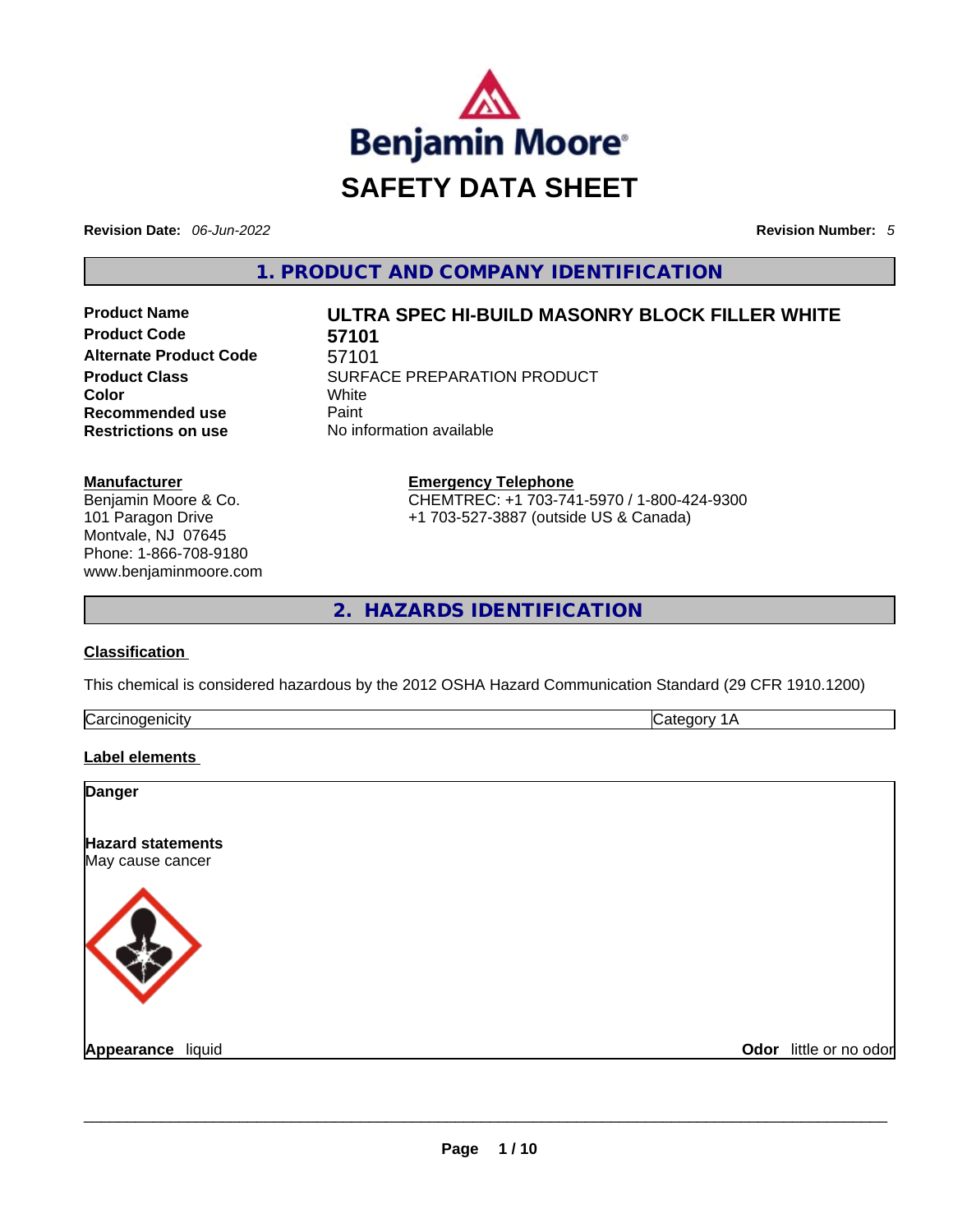Benjamin Moore

# SAFETY DATA SHEET

**Revision Date:** *06-Jun-2022* **Revision Number:** *5*

## 1. PRODUCT AND COMPANY IDENTIFICATION

| | |
|---|---|
| **Product Name** | **ULTRA SPEC HI-BUILD MASONRY BLOCK FILLER WHITE** |
| **Product Code** | **57101** |
| **Alternate Product Code** | 57101 |
| **Product Class** | SURFACE PREPARATION PRODUCT |
| **Color** | White |
| **Recommended use** | Paint |
| **Restrictions on use** | No information available |

**Manufacturer**
Benjamin Moore & Co.
101 Paragon Drive
Montvale, NJ 07645
Phone: 1-866-708-9180
www.benjaminmoore.com

**Emergency Telephone**
CHEMTREC: +1 703-741-5970 / 1-800-424-9300
+1 703-527-3887 (outside US & Canada)

## 2. HAZARDS IDENTIFICATION

### Classification

This chemical is considered hazardous by the 2012 OSHA Hazard Communication Standard (29 CFR 1910.1200)

| Carcinogenicity | Category 1A |
|---|---|

### Label elements

**Danger**

**Hazard statements**
May cause cancer

**Appearance** liquid **Odor** little or no odor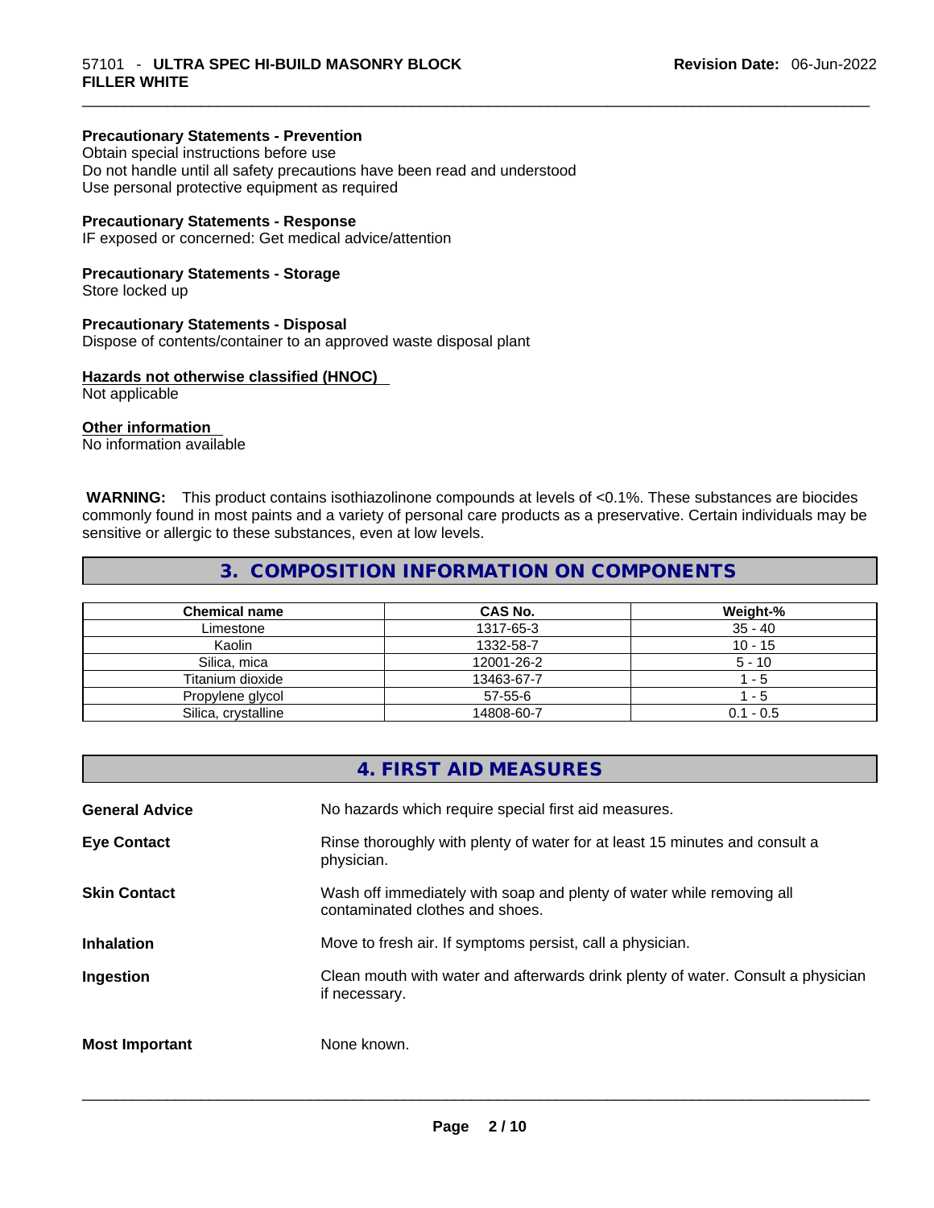#### Precautionary Statements - Prevention

Obtain special instructions before use
Do not handle until all safety precautions have been read and understood
Use personal protective equipment as required

#### Precautionary Statements - Response

IF exposed or concerned: Get medical advice/attention

#### Precautionary Statements - Storage

Store locked up

#### Precautionary Statements - Disposal

Dispose of contents/container to an approved waste disposal plant

#### Hazards not otherwise classified (HNOC)

Not applicable

#### Other information

No information available

**WARNING:** This product contains isothiazolinone compounds at levels of <0.1%. These substances are biocides commonly found in most paints and a variety of personal care products as a preservative. Certain individuals may be sensitive or allergic to these substances, even at low levels.

## 3. COMPOSITION INFORMATION ON COMPONENTS

| Chemical name | CAS No. | Weight-% |
|---|---|---|
| Limestone | 1317-65-3 | 35 - 40 |
| Kaolin | 1332-58-7 | 10 - 15 |
| Silica, mica | 12001-26-2 | 5 - 10 |
| Titanium dioxide | 13463-67-7 | 1 - 5 |
| Propylene glycol | 57-55-6 | 1 - 5 |
| Silica, crystalline | 14808-60-7 | 0.1 - 0.5 |

## 4. FIRST AID MEASURES

**General Advice** No hazards which require special first aid measures.

**Eye Contact** Rinse thoroughly with plenty of water for at least 15 minutes and consult a physician.

**Skin Contact** Wash off immediately with soap and plenty of water while removing all contaminated clothes and shoes.

**Inhalation** Move to fresh air. If symptoms persist, call a physician.

**Ingestion** Clean mouth with water and afterwards drink plenty of water. Consult a physician if necessary.

**Most Important** None known.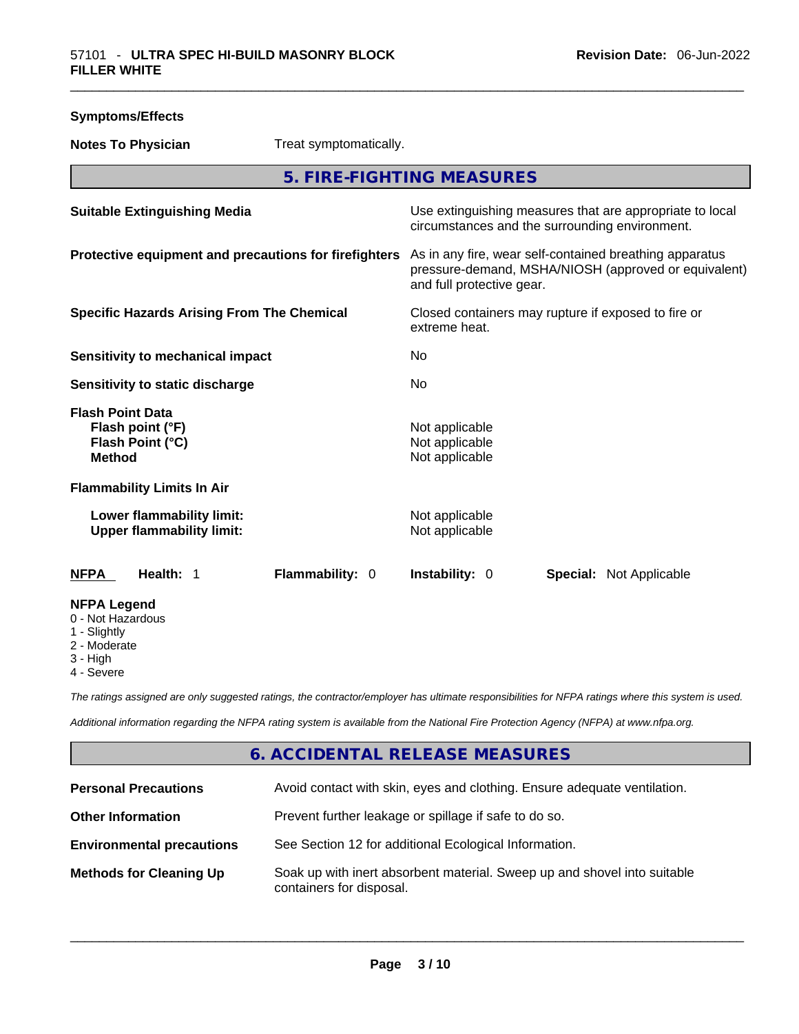**Symptoms/Effects**

**Notes To Physician** Treat symptomatically.

## 5. FIRE-FIGHTING MEASURES

**Suitable Extinguishing Media**
Use extinguishing measures that are appropriate to local circumstances and the surrounding environment.

**Protective equipment and precautions for firefighters**
As in any fire, wear self-contained breathing apparatus pressure-demand, MSHA/NIOSH (approved or equivalent) and full protective gear.

**Specific Hazards Arising From The Chemical**
Closed containers may rupture if exposed to fire or extreme heat.

**Sensitivity to mechanical impact** No

**Sensitivity to static discharge** No

**Flash Point Data**
**Flash point (°F)** Not applicable
**Flash Point (°C)** Not applicable
**Method** Not applicable

**Flammability Limits In Air**

**Lower flammability limit:** Not applicable
**Upper flammability limit:** Not applicable

| NFPA | Health: 1 | Flammability: 0 | Instability: 0 | Special: Not Applicable |
|---|---|---|---|---|

**NFPA Legend**
0 - Not Hazardous
1 - Slightly
2 - Moderate
3 - High
4 - Severe

*The ratings assigned are only suggested ratings, the contractor/employer has ultimate responsibilities for NFPA ratings where this system is used.*

*Additional information regarding the NFPA rating system is available from the National Fire Protection Agency (NFPA) at www.nfpa.org.*

## 6. ACCIDENTAL RELEASE MEASURES

**Personal Precautions** Avoid contact with skin, eyes and clothing. Ensure adequate ventilation.

**Other Information** Prevent further leakage or spillage if safe to do so.

**Environmental precautions** See Section 12 for additional Ecological Information.

**Methods for Cleaning Up** Soak up with inert absorbent material. Sweep up and shovel into suitable containers for disposal.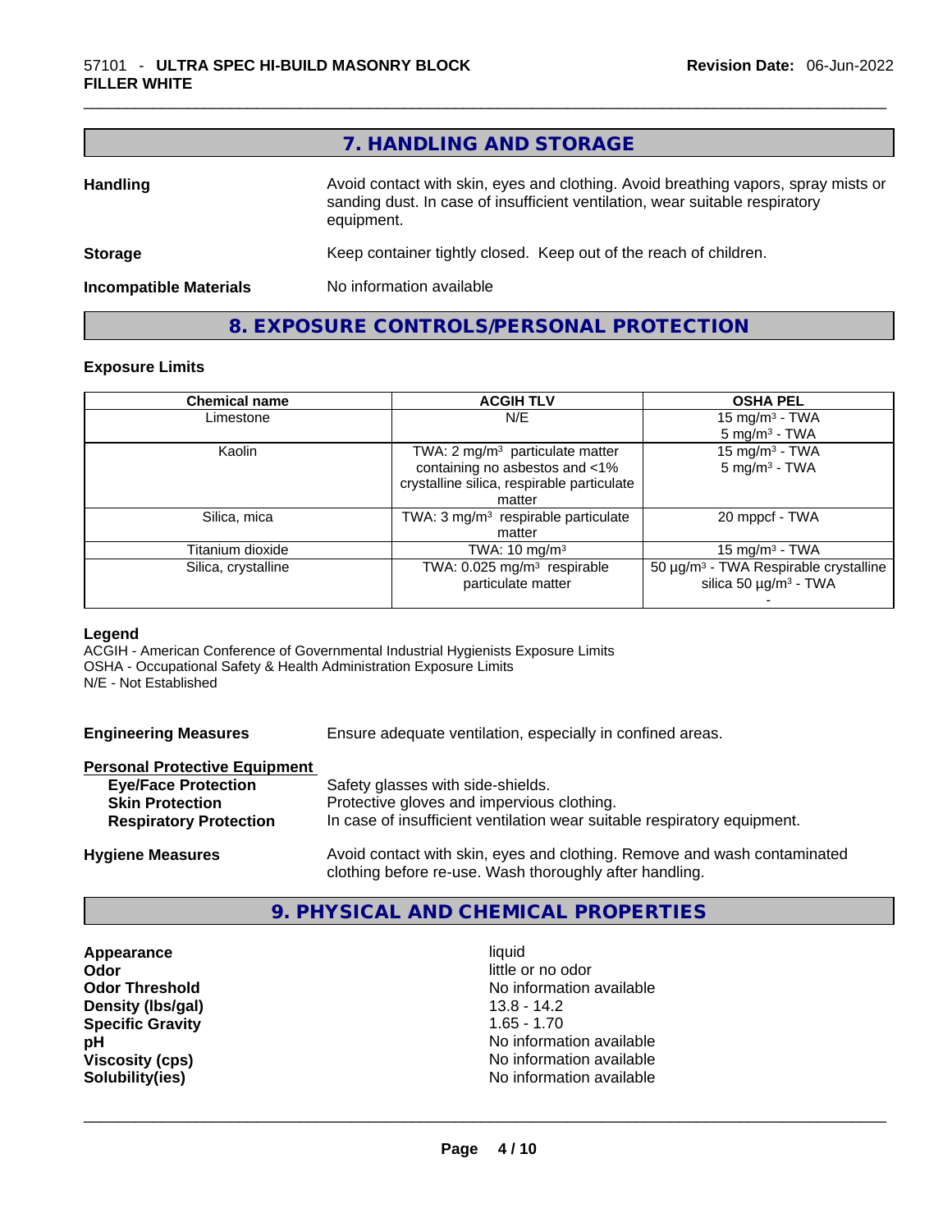## 7. HANDLING AND STORAGE

**Handling** Avoid contact with skin, eyes and clothing. Avoid breathing vapors, spray mists or sanding dust. In case of insufficient ventilation, wear suitable respiratory equipment.

**Storage** Keep container tightly closed. Keep out of the reach of children.

**Incompatible Materials** No information available

## 8. EXPOSURE CONTROLS/PERSONAL PROTECTION

### Exposure Limits

| Chemical name | ACGIH TLV | OSHA PEL |
|---|---|---|
| Limestone | N/E | 15 mg/m³ - TWA<br>5 mg/m³ - TWA |
| Kaolin | TWA: 2 mg/m³ particulate matter containing no asbestos and <1% crystalline silica, respirable particulate matter | 15 mg/m³ - TWA<br>5 mg/m³ - TWA |
| Silica, mica | TWA: 3 mg/m³ respirable particulate matter | 20 mppcf - TWA |
| Titanium dioxide | TWA: 10 mg/m³ | 15 mg/m³ - TWA |
| Silica, crystalline | TWA: 0.025 mg/m³ respirable particulate matter | 50 µg/m³ - TWA Respirable crystalline silica 50 µg/m³ - TWA<br>- |

**Legend**
ACGIH - American Conference of Governmental Industrial Hygienists Exposure Limits
OSHA - Occupational Safety & Health Administration Exposure Limits
N/E - Not Established

**Engineering Measures** Ensure adequate ventilation, especially in confined areas.

**Personal Protective Equipment**

- **Eye/Face Protection** Safety glasses with side-shields.
- **Skin Protection** Protective gloves and impervious clothing.
- **Respiratory Protection** In case of insufficient ventilation wear suitable respiratory equipment.

**Hygiene Measures** Avoid contact with skin, eyes and clothing. Remove and wash contaminated clothing before re-use. Wash thoroughly after handling.

## 9. PHYSICAL AND CHEMICAL PROPERTIES

**Appearance** liquid
**Odor** little or no odor
**Odor Threshold** No information available
**Density (lbs/gal)** 13.8 - 14.2
**Specific Gravity** 1.65 - 1.70
**pH** No information available
**Viscosity (cps)** No information available
**Solubility(ies)** No information available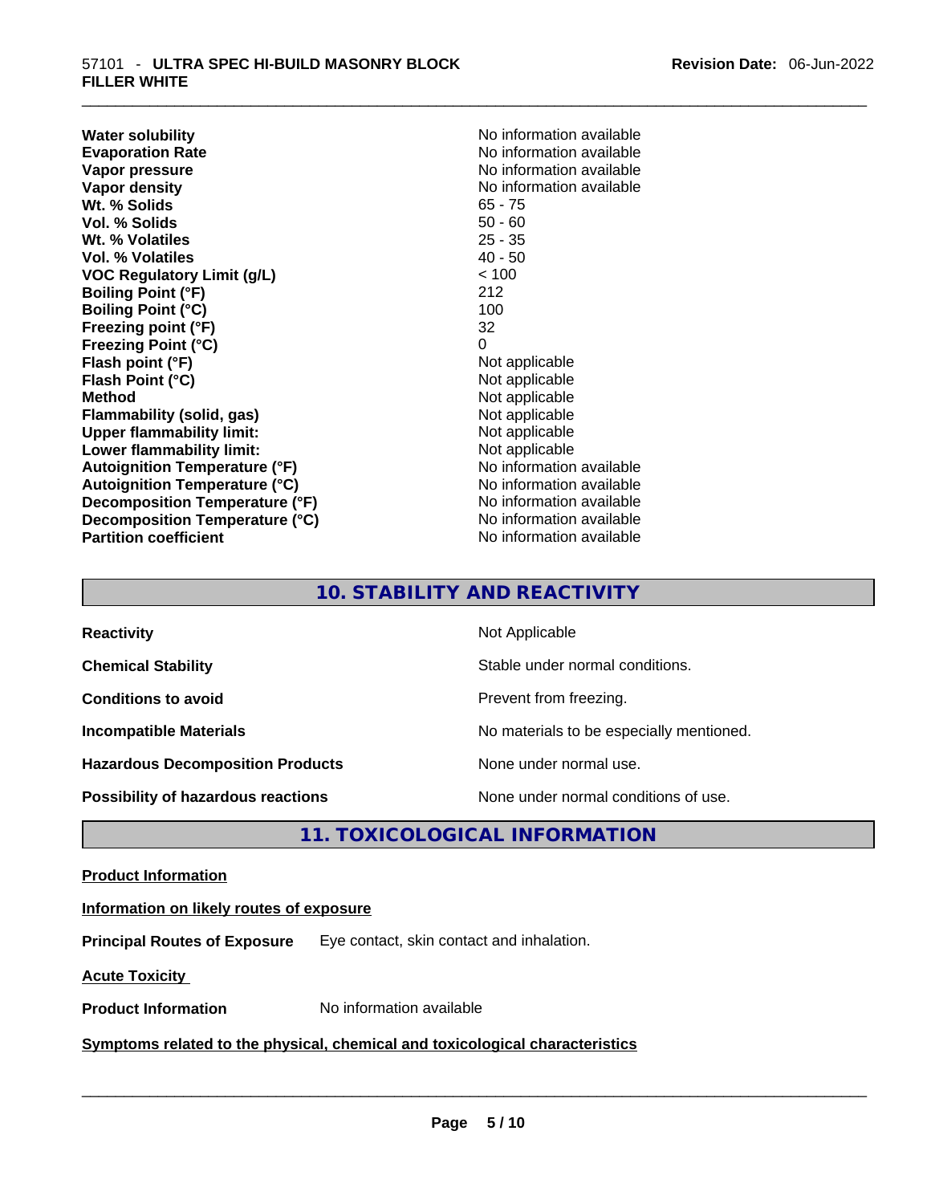| | |
|---|---|
| **Water solubility** | No information available |
| **Evaporation Rate** | No information available |
| **Vapor pressure** | No information available |
| **Vapor density** | No information available |
| **Wt. % Solids** | 65 - 75 |
| **Vol. % Solids** | 50 - 60 |
| **Wt. % Volatiles** | 25 - 35 |
| **Vol. % Volatiles** | 40 - 50 |
| **VOC Regulatory Limit (g/L)** | < 100 |
| **Boiling Point (°F)** | 212 |
| **Boiling Point (°C)** | 100 |
| **Freezing point (°F)** | 32 |
| **Freezing Point (°C)** | 0 |
| **Flash point (°F)** | Not applicable |
| **Flash Point (°C)** | Not applicable |
| **Method** | Not applicable |
| **Flammability (solid, gas)** | Not applicable |
| **Upper flammability limit:** | Not applicable |
| **Lower flammability limit:** | Not applicable |
| **Autoignition Temperature (°F)** | No information available |
| **Autoignition Temperature (°C)** | No information available |
| **Decomposition Temperature (°F)** | No information available |
| **Decomposition Temperature (°C)** | No information available |
| **Partition coefficient** | No information available |

## 10. STABILITY AND REACTIVITY

| | |
|---|---|
| **Reactivity** | Not Applicable |
| **Chemical Stability** | Stable under normal conditions. |
| **Conditions to avoid** | Prevent from freezing. |
| **Incompatible Materials** | No materials to be especially mentioned. |
| **Hazardous Decomposition Products** | None under normal use. |
| **Possibility of hazardous reactions** | None under normal conditions of use. |

## 11. TOXICOLOGICAL INFORMATION

**Product Information**

**Information on likely routes of exposure**

**Principal Routes of Exposure** Eye contact, skin contact and inhalation.

**Acute Toxicity**

**Product Information** No information available

**Symptoms related to the physical, chemical and toxicological characteristics**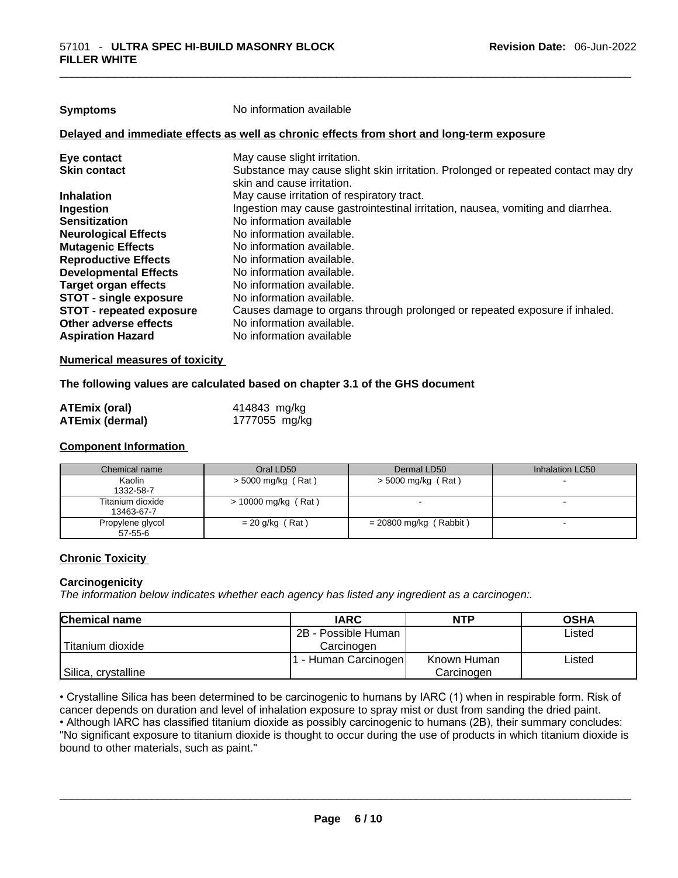**Symptoms** No information available

**Delayed and immediate effects as well as chronic effects from short and long-term exposure**

| | |
|---|---|
| **Eye contact** | May cause slight irritation. |
| **Skin contact** | Substance may cause slight skin irritation. Prolonged or repeated contact may dry skin and cause irritation. |
| **Inhalation** | May cause irritation of respiratory tract. |
| **Ingestion** | Ingestion may cause gastrointestinal irritation, nausea, vomiting and diarrhea. |
| **Sensitization** | No information available |
| **Neurological Effects** | No information available. |
| **Mutagenic Effects** | No information available. |
| **Reproductive Effects** | No information available. |
| **Developmental Effects** | No information available. |
| **Target organ effects** | No information available. |
| **STOT - single exposure** | No information available. |
| **STOT - repeated exposure** | Causes damage to organs through prolonged or repeated exposure if inhaled. |
| **Other adverse effects** | No information available. |
| **Aspiration Hazard** | No information available |

**Numerical measures of toxicity**

**The following values are calculated based on chapter 3.1 of the GHS document**

| | |
|---|---|
| **ATEmix (oral)** | 414843 mg/kg |
| **ATEmix (dermal)** | 1777055 mg/kg |

**Component Information**

| Chemical name | Oral LD50 | Dermal LD50 | Inhalation LC50 |
|---|---|---|---|
| Kaolin<br>1332-58-7 | > 5000 mg/kg ( Rat ) | > 5000 mg/kg ( Rat ) | - |
| Titanium dioxide<br>13463-67-7 | > 10000 mg/kg ( Rat ) | - | - |
| Propylene glycol<br>57-55-6 | = 20 g/kg ( Rat ) | = 20800 mg/kg ( Rabbit ) | - |

**Chronic Toxicity**

**Carcinogenicity**

*The information below indicates whether each agency has listed any ingredient as a carcinogen:.*

| Chemical name | IARC | NTP | OSHA |
|---|---|---|---|
| Titanium dioxide | 2B - Possible Human Carcinogen | | Listed |
| Silica, crystalline | 1 - Human Carcinogen | Known Human Carcinogen | Listed |

• Crystalline Silica has been determined to be carcinogenic to humans by IARC (1) when in respirable form. Risk of cancer depends on duration and level of inhalation exposure to spray mist or dust from sanding the dried paint.

• Although IARC has classified titanium dioxide as possibly carcinogenic to humans (2B), their summary concludes: "No significant exposure to titanium dioxide is thought to occur during the use of products in which titanium dioxide is bound to other materials, such as paint."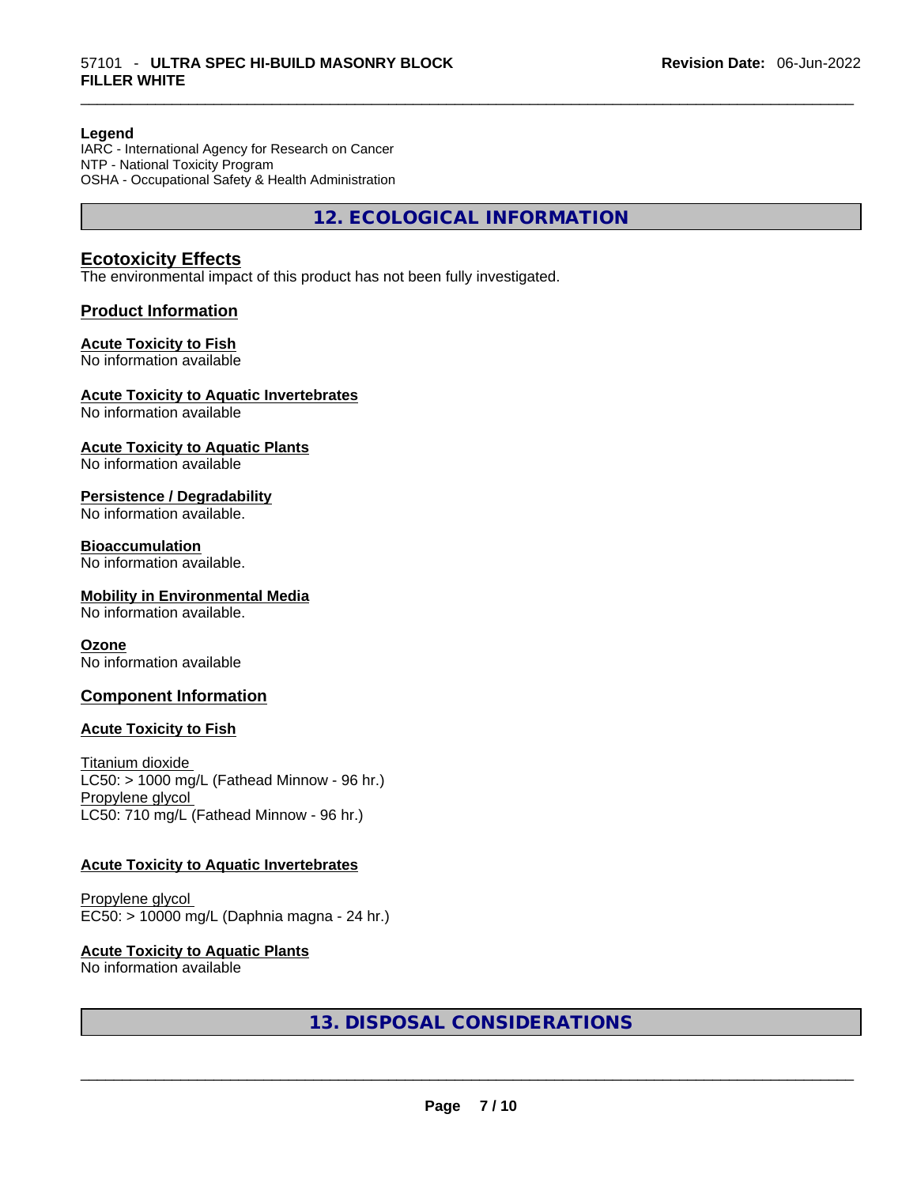**Legend**
IARC - International Agency for Research on Cancer
NTP - National Toxicity Program
OSHA - Occupational Safety & Health Administration

## 12. ECOLOGICAL INFORMATION

### Ecotoxicity Effects

The environmental impact of this product has not been fully investigated.

### Product Information

**Acute Toxicity to Fish**
No information available

**Acute Toxicity to Aquatic Invertebrates**
No information available

**Acute Toxicity to Aquatic Plants**
No information available

**Persistence / Degradability**
No information available.

**Bioaccumulation**
No information available.

**Mobility in Environmental Media**
No information available.

**Ozone**
No information available

### Component Information

**Acute Toxicity to Fish**

Titanium dioxide
LC50: > 1000 mg/L (Fathead Minnow - 96 hr.)
Propylene glycol
LC50: 710 mg/L (Fathead Minnow - 96 hr.)

**Acute Toxicity to Aquatic Invertebrates**

Propylene glycol
EC50: > 10000 mg/L (Daphnia magna - 24 hr.)

**Acute Toxicity to Aquatic Plants**
No information available

## 13. DISPOSAL CONSIDERATIONS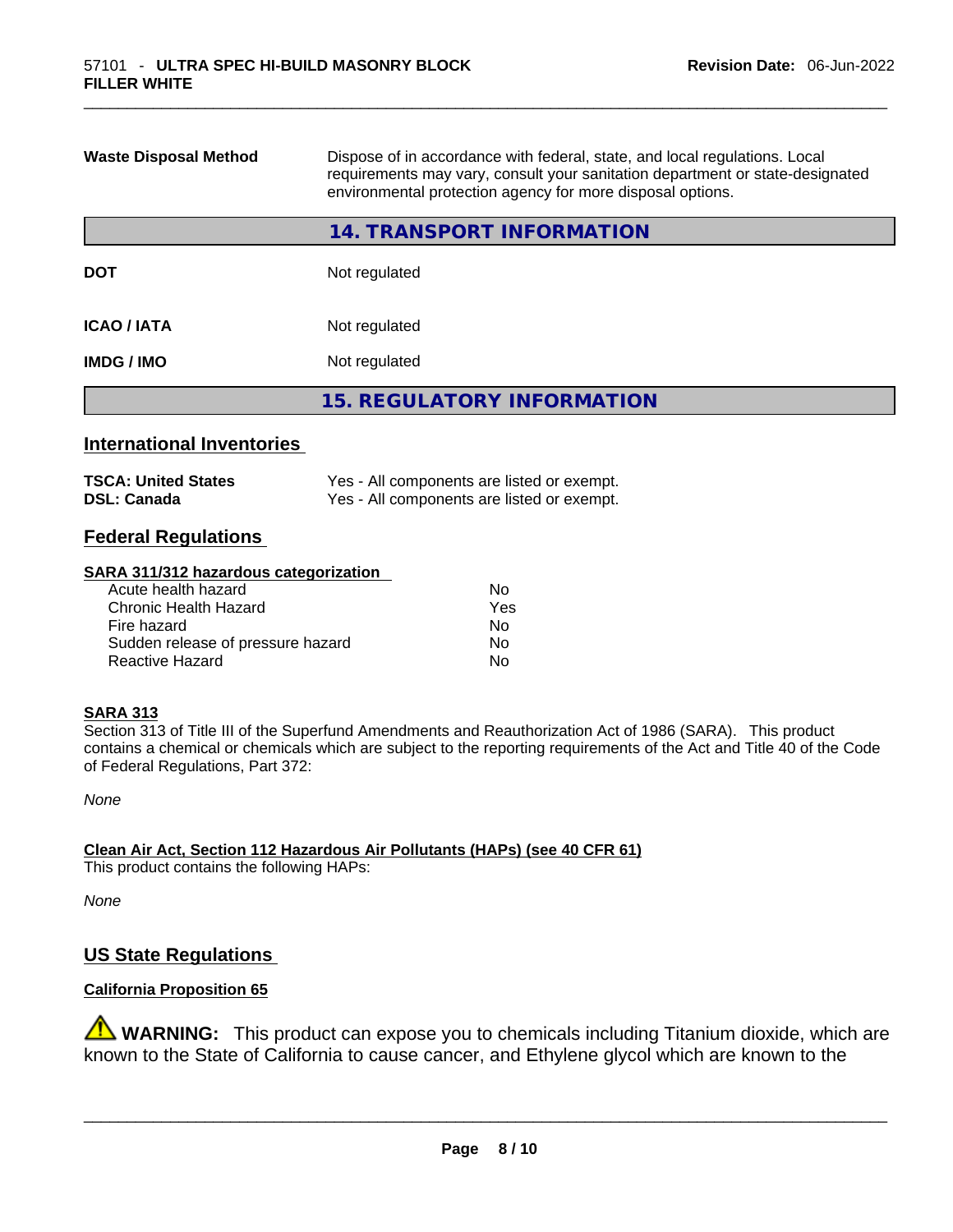| | |
|---|---|
| **Waste Disposal Method** | Dispose of in accordance with federal, state, and local regulations. Local requirements may vary, consult your sanitation department or state-designated environmental protection agency for more disposal options. |

## 14. TRANSPORT INFORMATION

| | |
|---|---|
| **DOT** | Not regulated |
| **ICAO / IATA** | Not regulated |
| **IMDG / IMO** | Not regulated |

## 15. REGULATORY INFORMATION

### International Inventories

| | |
|---|---|
| **TSCA: United States** | Yes - All components are listed or exempt. |
| **DSL: Canada** | Yes - All components are listed or exempt. |

### Federal Regulations

**SARA 311/312 hazardous categorization**

| | |
|---|---|
| Acute health hazard | No |
| Chronic Health Hazard | Yes |
| Fire hazard | No |
| Sudden release of pressure hazard | No |
| Reactive Hazard | No |

**SARA 313**

Section 313 of Title III of the Superfund Amendments and Reauthorization Act of 1986 (SARA). This product contains a chemical or chemicals which are subject to the reporting requirements of the Act and Title 40 of the Code of Federal Regulations, Part 372:

*None*

**Clean Air Act, Section 112 Hazardous Air Pollutants (HAPs) (see 40 CFR 61)**

This product contains the following HAPs:

*None*

### US State Regulations

**California Proposition 65**

⚠ **WARNING:** This product can expose you to chemicals including Titanium dioxide, which are known to the State of California to cause cancer, and Ethylene glycol which are known to the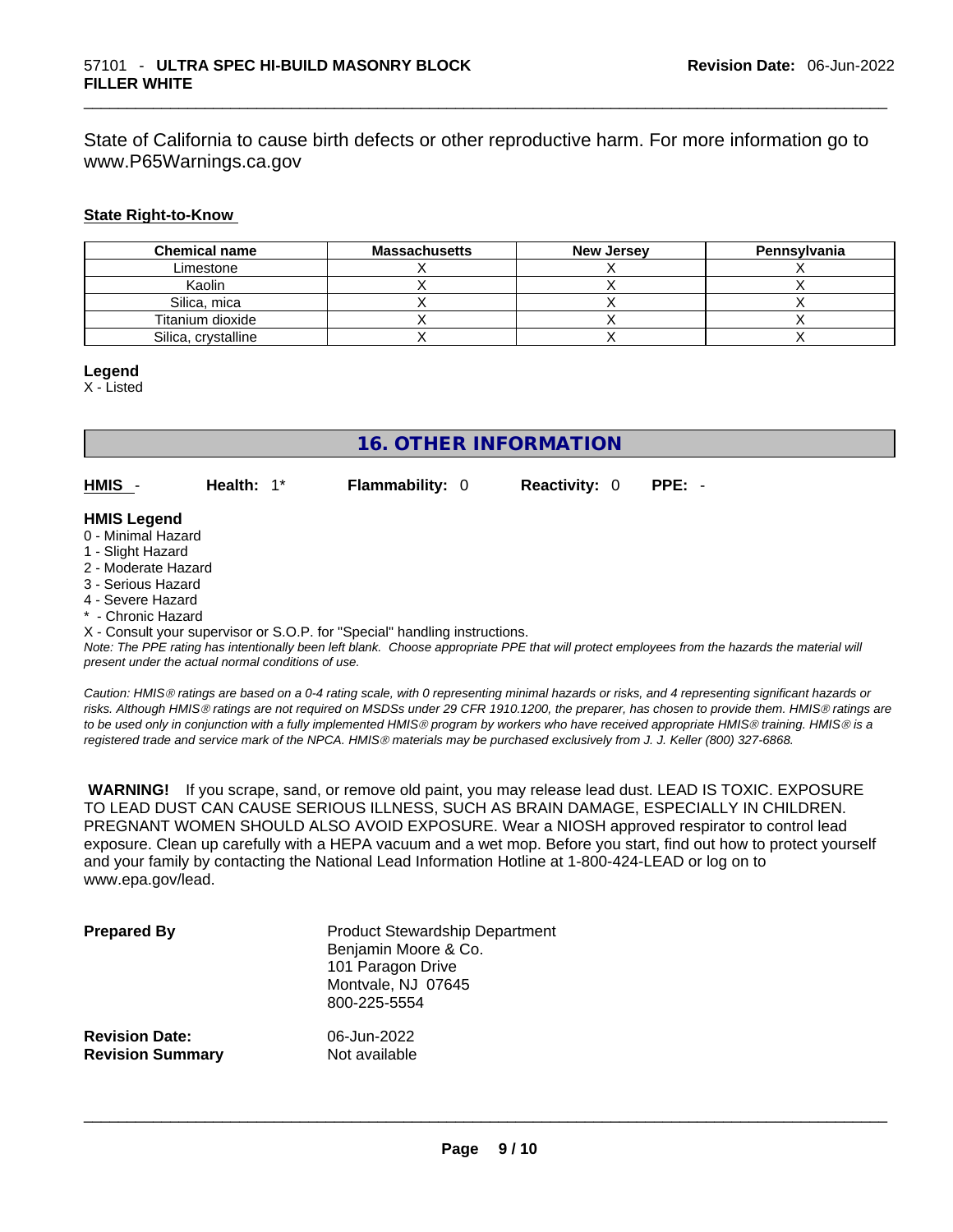State of California to cause birth defects or other reproductive harm. For more information go to www.P65Warnings.ca.gov

**State Right-to-Know**

| Chemical name | Massachusetts | New Jersey | Pennsylvania |
|---|---|---|---|
| Limestone | X | X | X |
| Kaolin | X | X | X |
| Silica, mica | X | X | X |
| Titanium dioxide | X | X | X |
| Silica, crystalline | X | X | X |

**Legend**
X - Listed

## 16. OTHER INFORMATION

**HMIS** - **Health:** 1* **Flammability:** 0 **Reactivity:** 0 **PPE:** -

**HMIS Legend**
0 - Minimal Hazard
1 - Slight Hazard
2 - Moderate Hazard
3 - Serious Hazard
4 - Severe Hazard
* - Chronic Hazard
X - Consult your supervisor or S.O.P. for "Special" handling instructions.

*Note: The PPE rating has intentionally been left blank. Choose appropriate PPE that will protect employees from the hazards the material will present under the actual normal conditions of use.*

*Caution: HMIS® ratings are based on a 0-4 rating scale, with 0 representing minimal hazards or risks, and 4 representing significant hazards or risks. Although HMIS® ratings are not required on MSDSs under 29 CFR 1910.1200, the preparer, has chosen to provide them. HMIS® ratings are to be used only in conjunction with a fully implemented HMIS® program by workers who have received appropriate HMIS® training. HMIS® is a registered trade and service mark of the NPCA. HMIS® materials may be purchased exclusively from J. J. Keller (800) 327-6868.*

**WARNING!** If you scrape, sand, or remove old paint, you may release lead dust. LEAD IS TOXIC. EXPOSURE TO LEAD DUST CAN CAUSE SERIOUS ILLNESS, SUCH AS BRAIN DAMAGE, ESPECIALLY IN CHILDREN. PREGNANT WOMEN SHOULD ALSO AVOID EXPOSURE. Wear a NIOSH approved respirator to control lead exposure. Clean up carefully with a HEPA vacuum and a wet mop. Before you start, find out how to protect yourself and your family by contacting the National Lead Information Hotline at 1-800-424-LEAD or log on to www.epa.gov/lead.

**Prepared By**
Product Stewardship Department
Benjamin Moore & Co.
101 Paragon Drive
Montvale, NJ 07645
800-225-5554

**Revision Date:** 06-Jun-2022
**Revision Summary** Not available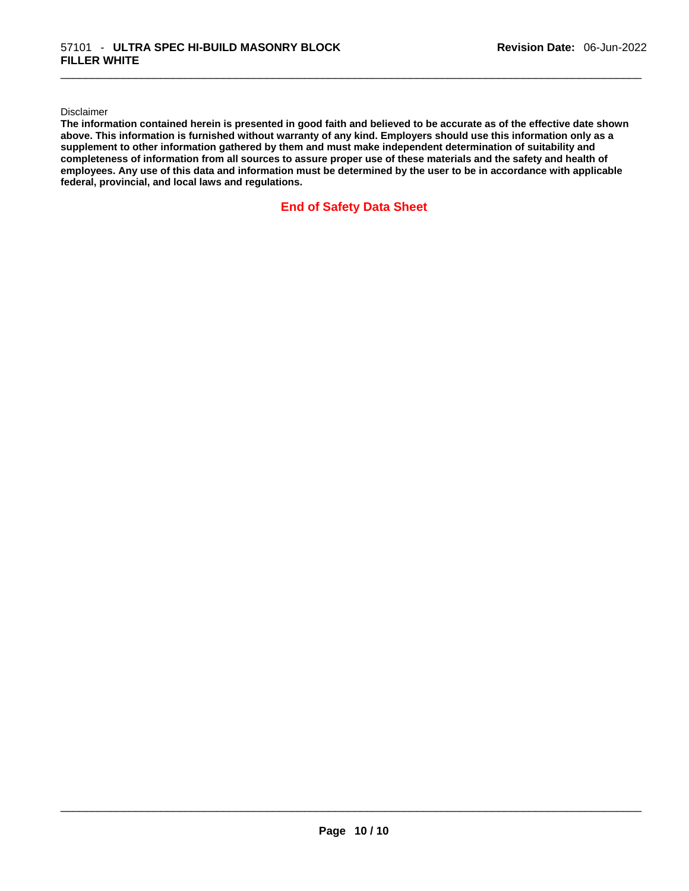Disclaimer

**The information contained herein is presented in good faith and believed to be accurate as of the effective date shown above. This information is furnished without warranty of any kind. Employers should use this information only as a supplement to other information gathered by them and must make independent determination of suitability and completeness of information from all sources to assure proper use of these materials and the safety and health of employees. Any use of this data and information must be determined by the user to be in accordance with applicable federal, provincial, and local laws and regulations.**

**End of Safety Data Sheet**